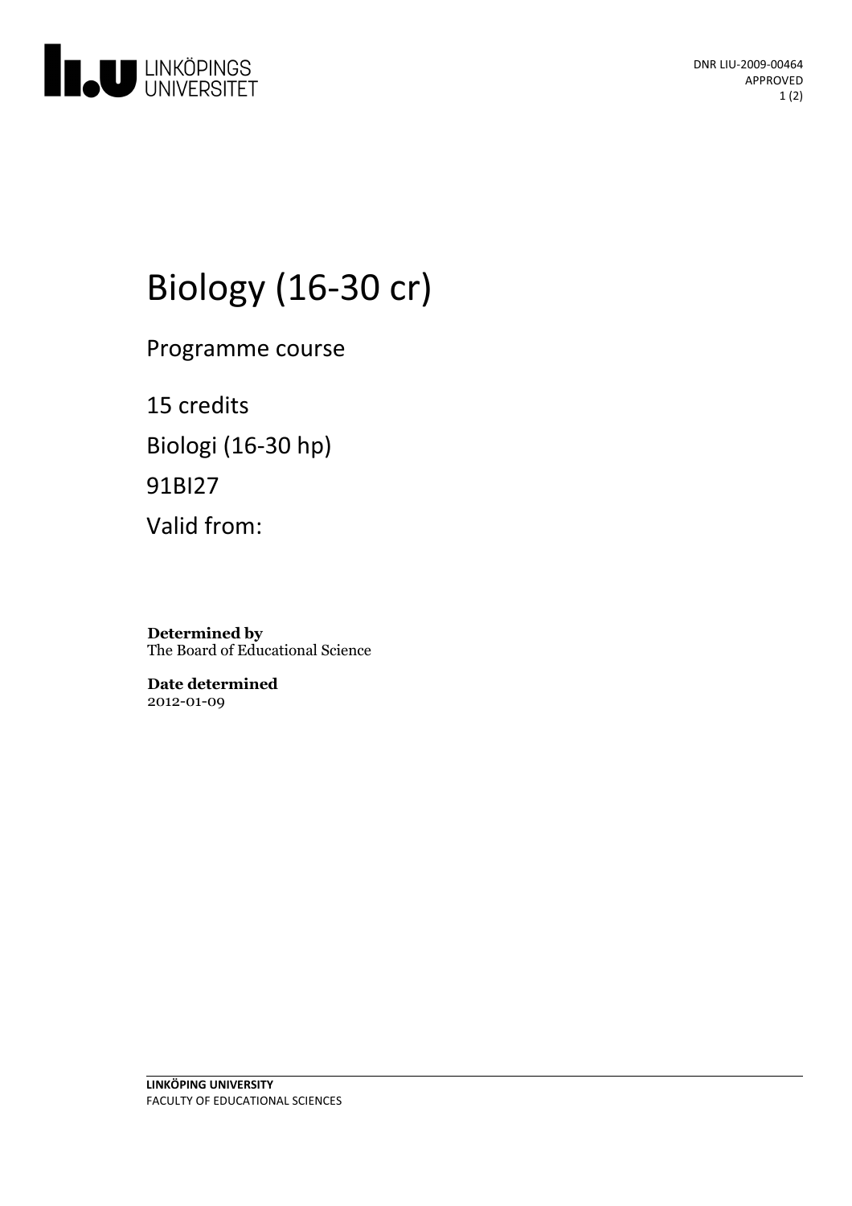DNR LIU-2009-00464
APPROVED

# Biology (16-30 cr)

Programme course

15 credits

Biologi (16-30 hp)

91BI27

Valid from:

**Determined by**
The Board of Educational Science

**Date determined**
2012-01-09

**LINKÖPING UNIVERSITY**
FACULTY OF EDUCATIONAL SCIENCES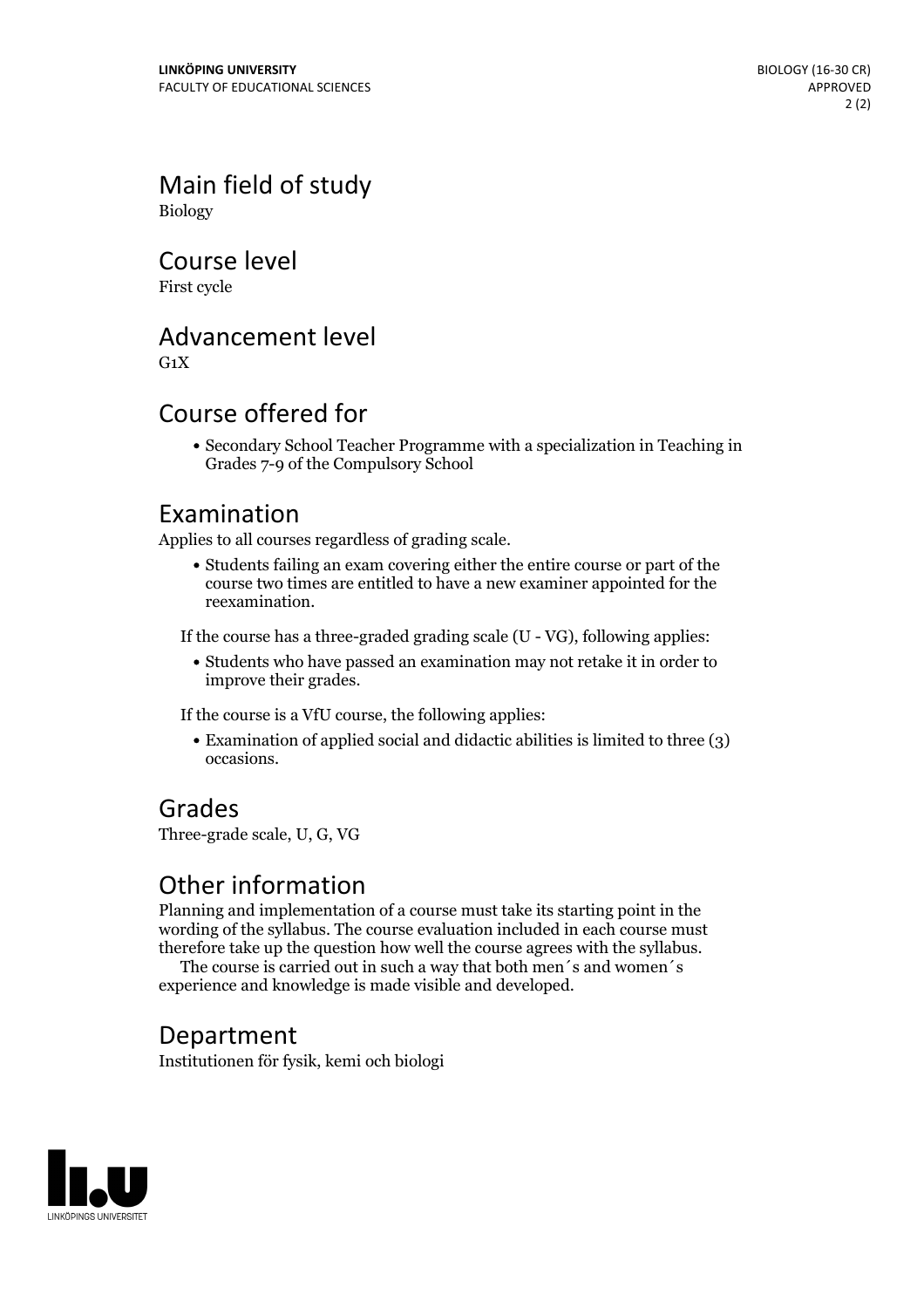## Main field of study

Biology

## Course level

First cycle

## Advancement level

G1X

## Course offered for

- Secondary School Teacher Programme with a specialization in Teaching in Grades 7-9 of the Compulsory School

## Examination

Applies to all courses regardless of grading scale.

- Students failing an exam covering either the entire course or part of the course two times are entitled to have a new examiner appointed for the reexamination.

If the course has a three-graded grading scale (U - VG), following applies:

- Students who have passed an examination may not retake it in order to improve their grades.

If the course is a VfU course, the following applies:

- Examination of applied social and didactic abilities is limited to three (3) occasions.

## Grades

Three-grade scale, U, G, VG

## Other information

Planning and implementation of a course must take its starting point in the wording of the syllabus. The course evaluation included in each course must therefore take up the question how well the course agrees with the syllabus.

The course is carried out in such a way that both men´s and women´s experience and knowledge is made visible and developed.

## Department

Institutionen för fysik, kemi och biologi